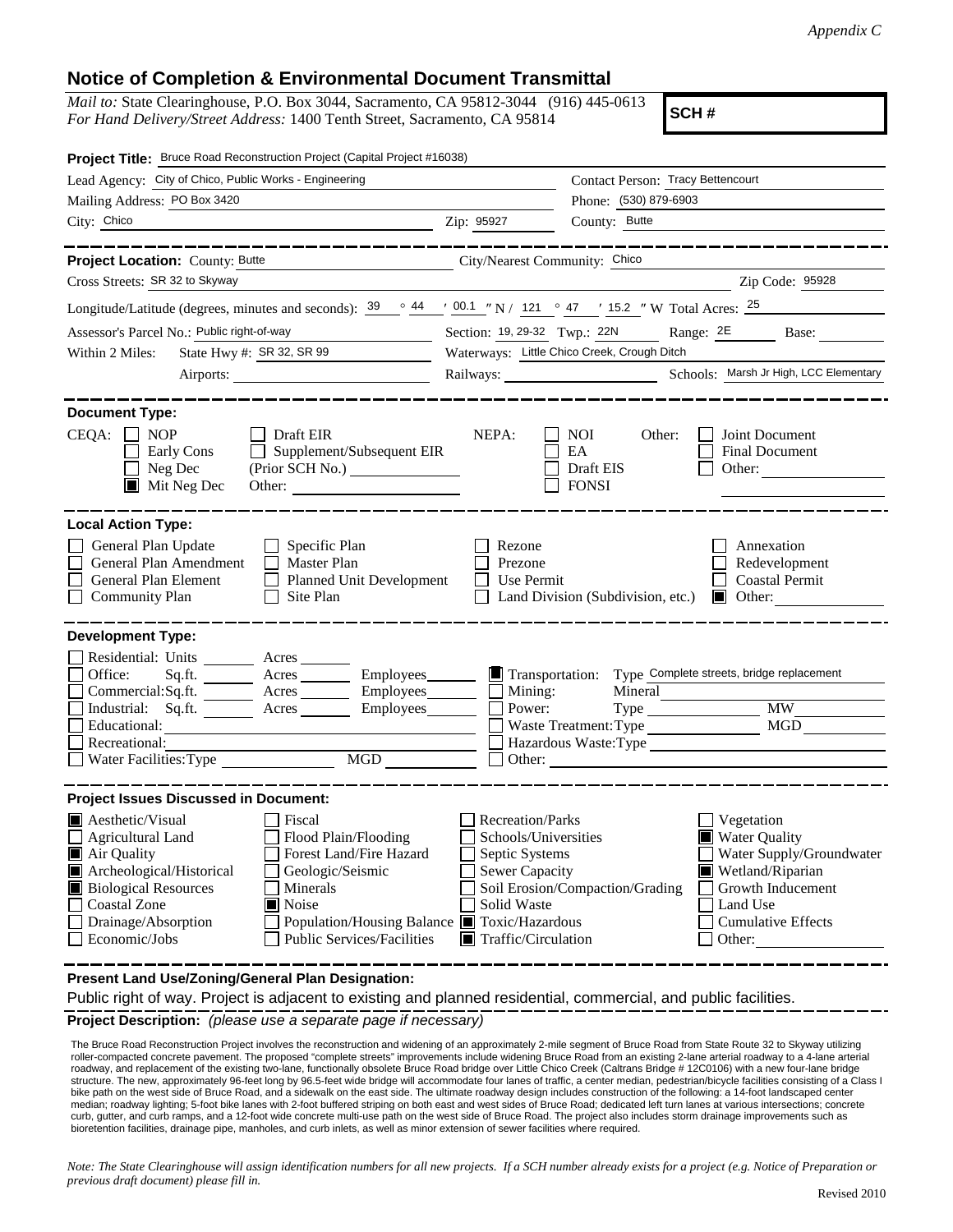*Appendix C*

# Notice of Completion & Environmental Document Transmittal

*Mail to:* State Clearinghouse, P.O. Box 3044, Sacramento, CA 95812-3044 (916) 445-0613
*For Hand Delivery/Street Address:* 1400 Tenth Street, Sacramento, CA 95814

**SCH #**

**Project Title:** Bruce Road Reconstruction Project (Capital Project #16038)

Lead Agency: City of Chico, Public Works - Engineering
Contact Person: Tracy Bettencourt
Mailing Address: PO Box 3420
Phone: (530) 879-6903
City: Chico
Zip: 95927
County: Butte

**Project Location:** County: Butte
City/Nearest Community: Chico
Cross Streets: SR 32 to Skyway
Zip Code: 95928
Longitude/Latitude (degrees, minutes and seconds): 39 ° 44 ′ 00.1 ″ N / 121 ° 47 ′ 15.2 ″ W Total Acres: 25
Assessor's Parcel No.: Public right-of-way
Section: 19, 29-32 Twp.: 22N Range: 2E Base:
Within 2 Miles: State Hwy #: SR 32, SR 99
Waterways: Little Chico Creek, Crough Ditch
Airports:
Railways:
Schools: Marsh Jr High, LCC Elementary

**Document Type:**

CEQA:
- [ ] NOP
- [ ] Early Cons
- [ ] Neg Dec
- [x] Mit Neg Dec
- [ ] Draft EIR
- [ ] Supplement/Subsequent EIR (Prior SCH No.)
- Other:

NEPA:
- [ ] NOI
- [ ] EA
- [ ] Draft EIS
- [ ] FONSI

Other:
- [ ] Joint Document
- [ ] Final Document
- [ ] Other:

**Local Action Type:**

- [ ] General Plan Update
- [ ] General Plan Amendment
- [ ] General Plan Element
- [ ] Community Plan
- [ ] Specific Plan
- [ ] Master Plan
- [ ] Planned Unit Development
- [ ] Site Plan
- [ ] Rezone
- [ ] Prezone
- [ ] Use Permit
- [ ] Land Division (Subdivision, etc.)
- [ ] Annexation
- [ ] Redevelopment
- [ ] Coastal Permit
- [x] Other:

**Development Type:**

- [ ] Residential: Units ___ Acres ___
- [ ] Office: Sq.ft. ___ Acres ___ Employees ___
- [ ] Commercial: Sq.ft. ___ Acres ___ Employees ___
- [ ] Industrial: Sq.ft. ___ Acres ___ Employees ___
- [ ] Educational:
- [ ] Recreational:
- [ ] Water Facilities: Type ___ MGD ___
- [x] Transportation: Type Complete streets, bridge replacement
- [ ] Mining: Mineral
- [ ] Power: Type ___ MW
- [ ] Waste Treatment: Type ___ MGD
- [ ] Hazardous Waste: Type
- [ ] Other:

**Project Issues Discussed in Document:**

- [x] Aesthetic/Visual
- [ ] Agricultural Land
- [x] Air Quality
- [x] Archeological/Historical
- [x] Biological Resources
- [ ] Coastal Zone
- [ ] Drainage/Absorption
- [ ] Economic/Jobs
- [ ] Fiscal
- [ ] Flood Plain/Flooding
- [ ] Forest Land/Fire Hazard
- [ ] Geologic/Seismic
- [ ] Minerals
- [x] Noise
- [ ] Population/Housing Balance
- [ ] Public Services/Facilities
- [ ] Recreation/Parks
- [ ] Schools/Universities
- [ ] Septic Systems
- [ ] Sewer Capacity
- [ ] Soil Erosion/Compaction/Grading
- [ ] Solid Waste
- [x] Toxic/Hazardous
- [x] Traffic/Circulation
- [ ] Vegetation
- [x] Water Quality
- [ ] Water Supply/Groundwater
- [x] Wetland/Riparian
- [ ] Growth Inducement
- [ ] Land Use
- [ ] Cumulative Effects
- [ ] Other:

**Present Land Use/Zoning/General Plan Designation:**

Public right of way. Project is adjacent to existing and planned residential, commercial, and public facilities.

**Project Description:** *(please use a separate page if necessary)*

The Bruce Road Reconstruction Project involves the reconstruction and widening of an approximately 2-mile segment of Bruce Road from State Route 32 to Skyway utilizing roller-compacted concrete pavement. The proposed "complete streets" improvements include widening Bruce Road from an existing 2-lane arterial roadway to a 4-lane arterial roadway, and replacement of the existing two-lane, functionally obsolete Bruce Road bridge over Little Chico Creek (Caltrans Bridge # 12C0106) with a new four-lane bridge structure. The new, approximately 96-feet long by 96.5-feet wide bridge will accommodate four lanes of traffic, a center median, pedestrian/bicycle facilities consisting of a Class I bike path on the west side of Bruce Road, and a sidewalk on the east side. The ultimate roadway design includes construction of the following: a 14-foot landscaped center median; roadway lighting; 5-foot bike lanes with 2-foot buffered striping on both east and west sides of Bruce Road; dedicated left turn lanes at various intersections; concrete curb, gutter, and curb ramps, and a 12-foot wide concrete multi-use path on the west side of Bruce Road. The project also includes storm drainage improvements such as bioretention facilities, drainage pipe, manholes, and curb inlets, as well as minor extension of sewer facilities where required.

*Note: The State Clearinghouse will assign identification numbers for all new projects. If a SCH number already exists for a project (e.g. Notice of Preparation or previous draft document) please fill in.*

Revised 2010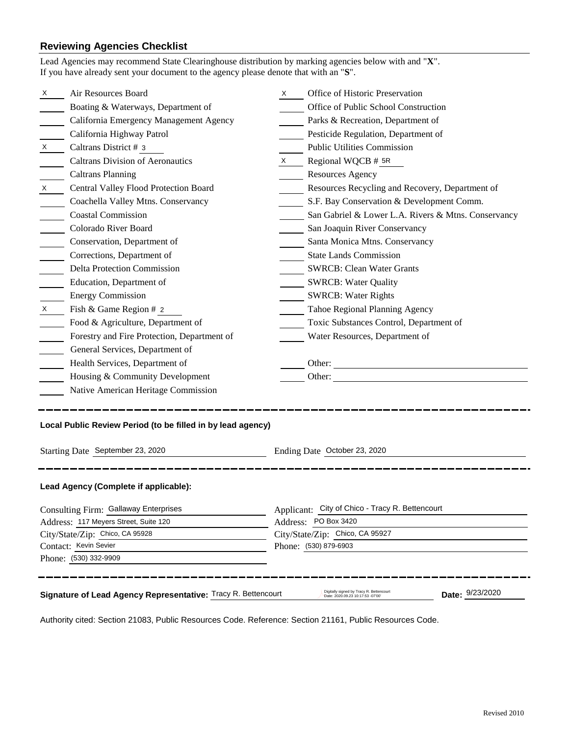## Reviewing Agencies Checklist

Lead Agencies may recommend State Clearinghouse distribution by marking agencies below with and "**X**".
If you have already sent your document to the agency please denote that with an "**S**".

| | | | |
|---|---|---|---|
| X | Air Resources Board | X | Office of Historic Preservation |
| | Boating & Waterways, Department of | | Office of Public School Construction |
| | California Emergency Management Agency | | Parks & Recreation, Department of |
| | California Highway Patrol | | Pesticide Regulation, Department of |
| X | Caltrans District # 3 | | Public Utilities Commission |
| | Caltrans Division of Aeronautics | X | Regional WQCB # 5R |
| | Caltrans Planning | | Resources Agency |
| X | Central Valley Flood Protection Board | | Resources Recycling and Recovery, Department of |
| | Coachella Valley Mtns. Conservancy | | S.F. Bay Conservation & Development Comm. |
| | Coastal Commission | | San Gabriel & Lower L.A. Rivers & Mtns. Conservancy |
| | Colorado River Board | | San Joaquin River Conservancy |
| | Conservation, Department of | | Santa Monica Mtns. Conservancy |
| | Corrections, Department of | | State Lands Commission |
| | Delta Protection Commission | | SWRCB: Clean Water Grants |
| | Education, Department of | | SWRCB: Water Quality |
| | Energy Commission | | SWRCB: Water Rights |
| X | Fish & Game Region # 2 | | Tahoe Regional Planning Agency |
| | Food & Agriculture, Department of | | Toxic Substances Control, Department of |
| | Forestry and Fire Protection, Department of | | Water Resources, Department of |
| | General Services, Department of | | |
| | Health Services, Department of | | Other: |
| | Housing & Community Development | | Other: |
| | Native American Heritage Commission | | |

---

**Local Public Review Period (to be filled in by lead agency)**

Starting Date September 23, 2020

Ending Date October 23, 2020

---

**Lead Agency (Complete if applicable):**

Consulting Firm: Gallaway Enterprises
Address: 117 Meyers Street, Suite 120
City/State/Zip: Chico, CA 95928
Contact: Kevin Sevier
Phone: (530) 332-9909

Applicant: City of Chico - Tracy R. Bettencourt
Address: PO Box 3420
City/State/Zip: Chico, CA 95927
Phone: (530) 879-6903

---

**Signature of Lead Agency Representative:** Tracy R. Bettencourt Digitally signed by Tracy R. Bettencourt Date: 2020.09.23 10:17:53 -07'00' **Date:** 9/23/2020

Authority cited: Section 21083, Public Resources Code. Reference: Section 21161, Public Resources Code.

Revised 2010